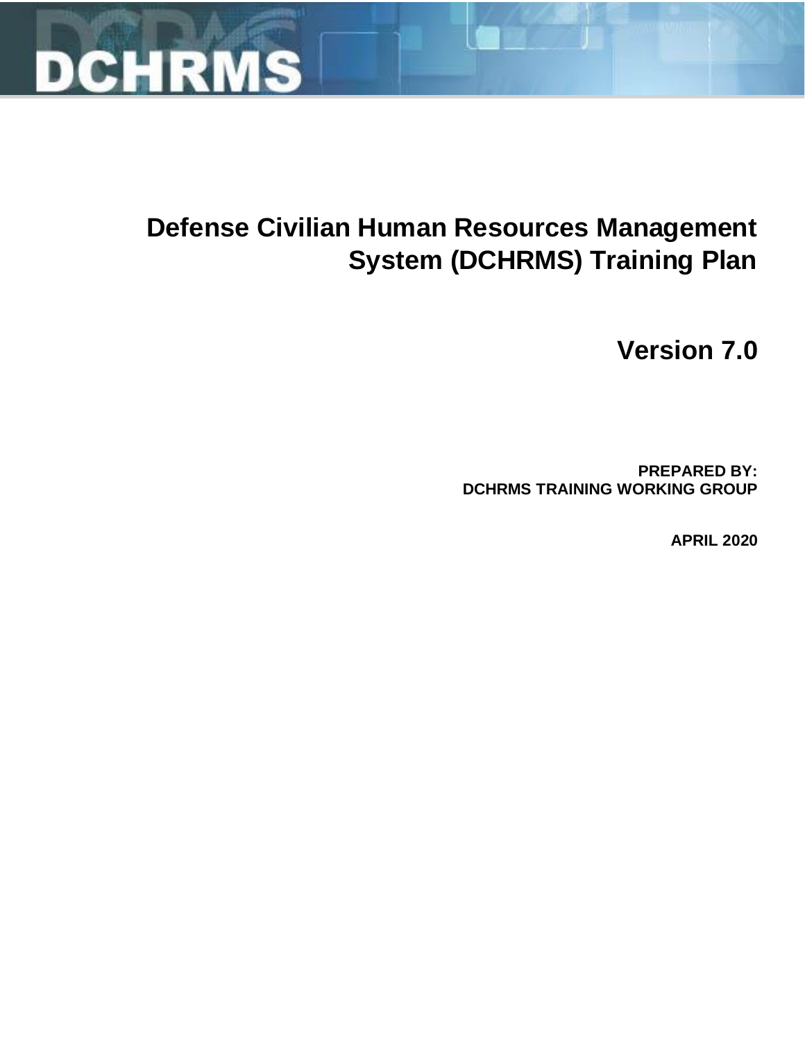# DCHRMS

# Defense Civilian Human Resources Management System (DCHRMS) Training Plan

## Version 7.0

**PREPARED BY:**
**DCHRMS TRAINING WORKING GROUP**

**APRIL 2020**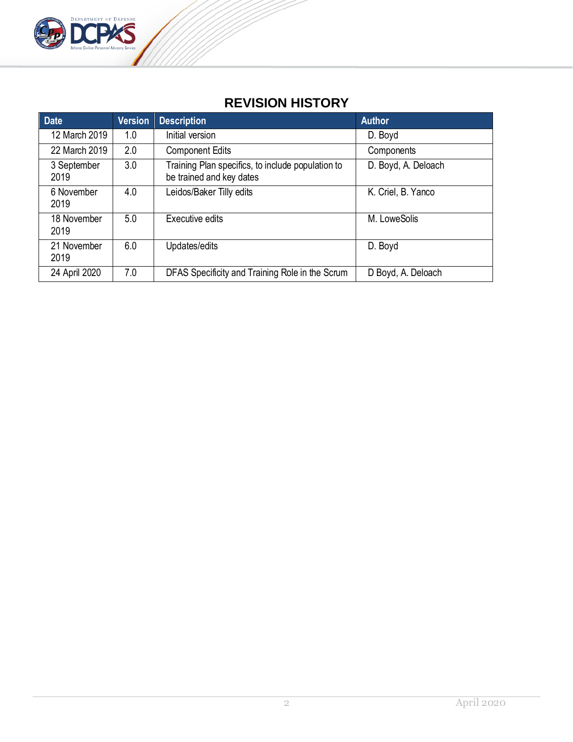# REVISION HISTORY

| Date | Version | Description | Author |
|---|---|---|---|
| 12 March 2019 | 1.0 | Initial version | D. Boyd |
| 22 March 2019 | 2.0 | Component Edits | Components |
| 3 September 2019 | 3.0 | Training Plan specifics, to include population to be trained and key dates | D. Boyd, A. Deloach |
| 6 November 2019 | 4.0 | Leidos/Baker Tilly edits | K. Criel, B. Yanco |
| 18 November 2019 | 5.0 | Executive edits | M. LoweSolis |
| 21 November 2019 | 6.0 | Updates/edits | D. Boyd |
| 24 April 2020 | 7.0 | DFAS Specificity and Training Role in the Scrum | D Boyd, A. Deloach |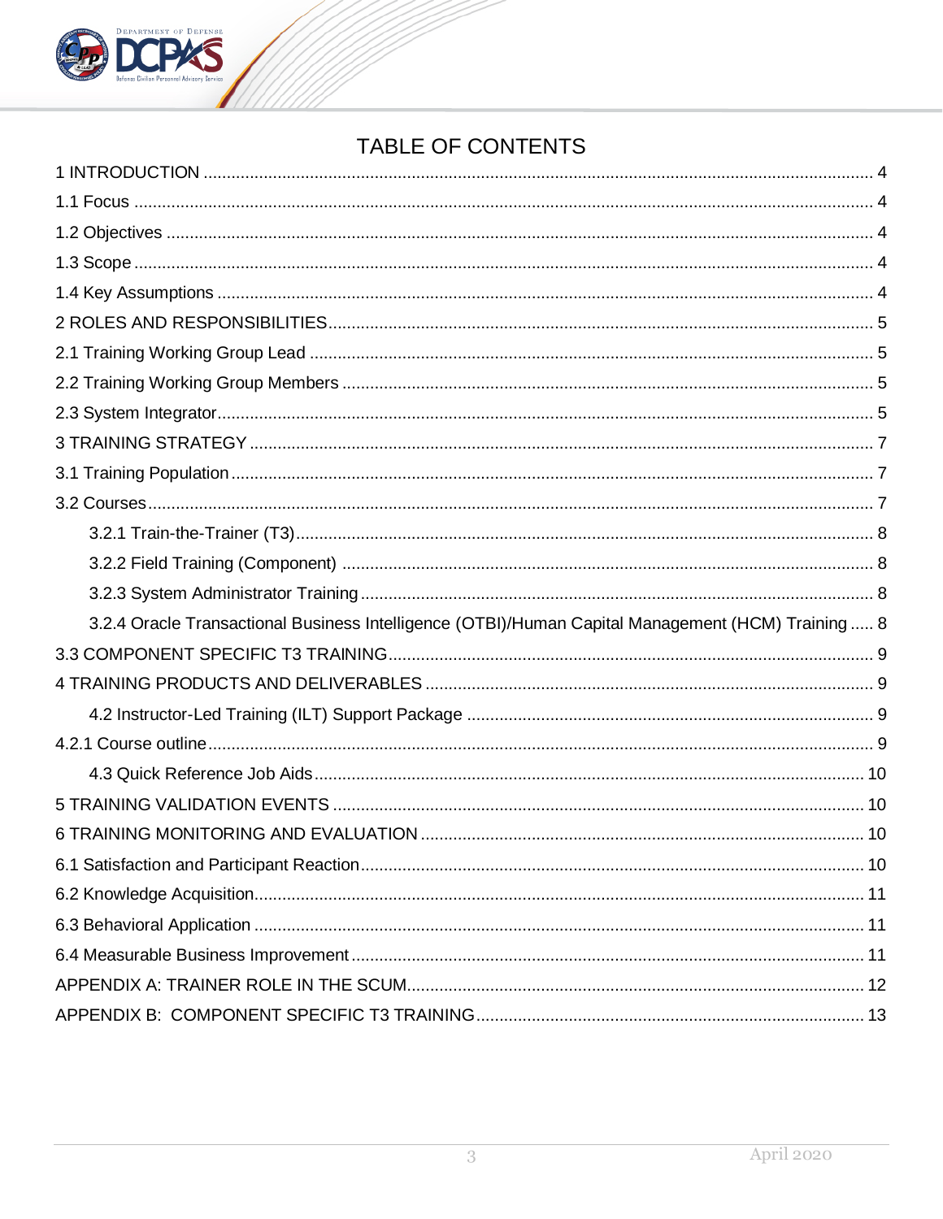# TABLE OF CONTENTS

1 INTRODUCTION ........................................................................................................................................ 4

1.1 Focus ....................................................................................................................................................... 4

1.2 Objectives ............................................................................................................................................... 4

1.3 Scope ...................................................................................................................................................... 4

1.4 Key Assumptions .................................................................................................................................... 4

2 ROLES AND RESPONSIBILITIES ............................................................................................................ 5

2.1 Training Working Group Lead ................................................................................................................ 5

2.2 Training Working Group Members ......................................................................................................... 5

2.3 System Integrator .................................................................................................................................... 5

3 TRAINING STRATEGY ............................................................................................................................. 7

3.1 Training Population ................................................................................................................................. 7

3.2 Courses ................................................................................................................................................... 7

- 3.2.1 Train-the-Trainer (T3) ...................................................................................................................... 8
- 3.2.2 Field Training (Component) ............................................................................................................ 8
- 3.2.3 System Administrator Training ........................................................................................................ 8
- 3.2.4 Oracle Transactional Business Intelligence (OTBI)/Human Capital Management (HCM) Training ..... 8

3.3 COMPONENT SPECIFIC T3 TRAINING ................................................................................................ 9

4 TRAINING PRODUCTS AND DELIVERABLES ........................................................................................ 9

- 4.2 Instructor-Led Training (ILT) Support Package ................................................................................... 9

4.2.1 Course outline ...................................................................................................................................... 9

- 4.3 Quick Reference Job Aids ................................................................................................................... 10

5 TRAINING VALIDATION EVENTS .......................................................................................................... 10

6 TRAINING MONITORING AND EVALUATION ....................................................................................... 10

6.1 Satisfaction and Participant Reaction .................................................................................................... 10

6.2 Knowledge Acquisition ........................................................................................................................... 11

6.3 Behavioral Application ........................................................................................................................... 11

6.4 Measurable Business Improvement ....................................................................................................... 11

APPENDIX A: TRAINER ROLE IN THE SCUM .......................................................................................... 12

APPENDIX B: COMPONENT SPECIFIC T3 TRAINING ............................................................................. 13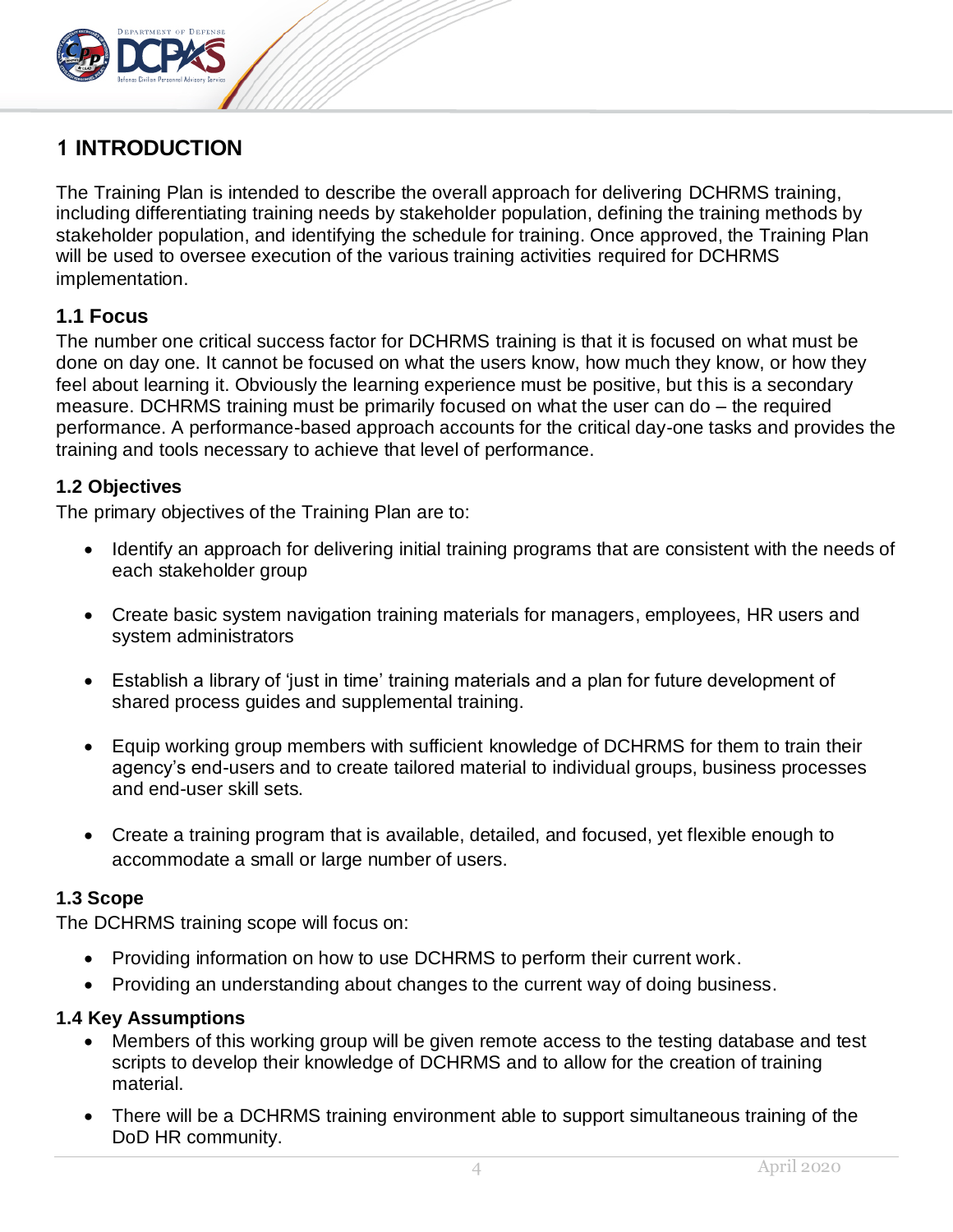# 1 INTRODUCTION

The Training Plan is intended to describe the overall approach for delivering DCHRMS training, including differentiating training needs by stakeholder population, defining the training methods by stakeholder population, and identifying the schedule for training. Once approved, the Training Plan will be used to oversee execution of the various training activities required for DCHRMS implementation.

## 1.1 Focus

The number one critical success factor for DCHRMS training is that it is focused on what must be done on day one. It cannot be focused on what the users know, how much they know, or how they feel about learning it. Obviously the learning experience must be positive, but this is a secondary measure. DCHRMS training must be primarily focused on what the user can do – the required performance. A performance-based approach accounts for the critical day-one tasks and provides the training and tools necessary to achieve that level of performance.

## 1.2 Objectives

The primary objectives of the Training Plan are to:

- Identify an approach for delivering initial training programs that are consistent with the needs of each stakeholder group
- Create basic system navigation training materials for managers, employees, HR users and system administrators
- Establish a library of 'just in time' training materials and a plan for future development of shared process guides and supplemental training.
- Equip working group members with sufficient knowledge of DCHRMS for them to train their agency's end-users and to create tailored material to individual groups, business processes and end-user skill sets.
- Create a training program that is available, detailed, and focused, yet flexible enough to accommodate a small or large number of users.

## 1.3 Scope

The DCHRMS training scope will focus on:

- Providing information on how to use DCHRMS to perform their current work.
- Providing an understanding about changes to the current way of doing business.

## 1.4 Key Assumptions

- Members of this working group will be given remote access to the testing database and test scripts to develop their knowledge of DCHRMS and to allow for the creation of training material.
- There will be a DCHRMS training environment able to support simultaneous training of the DoD HR community.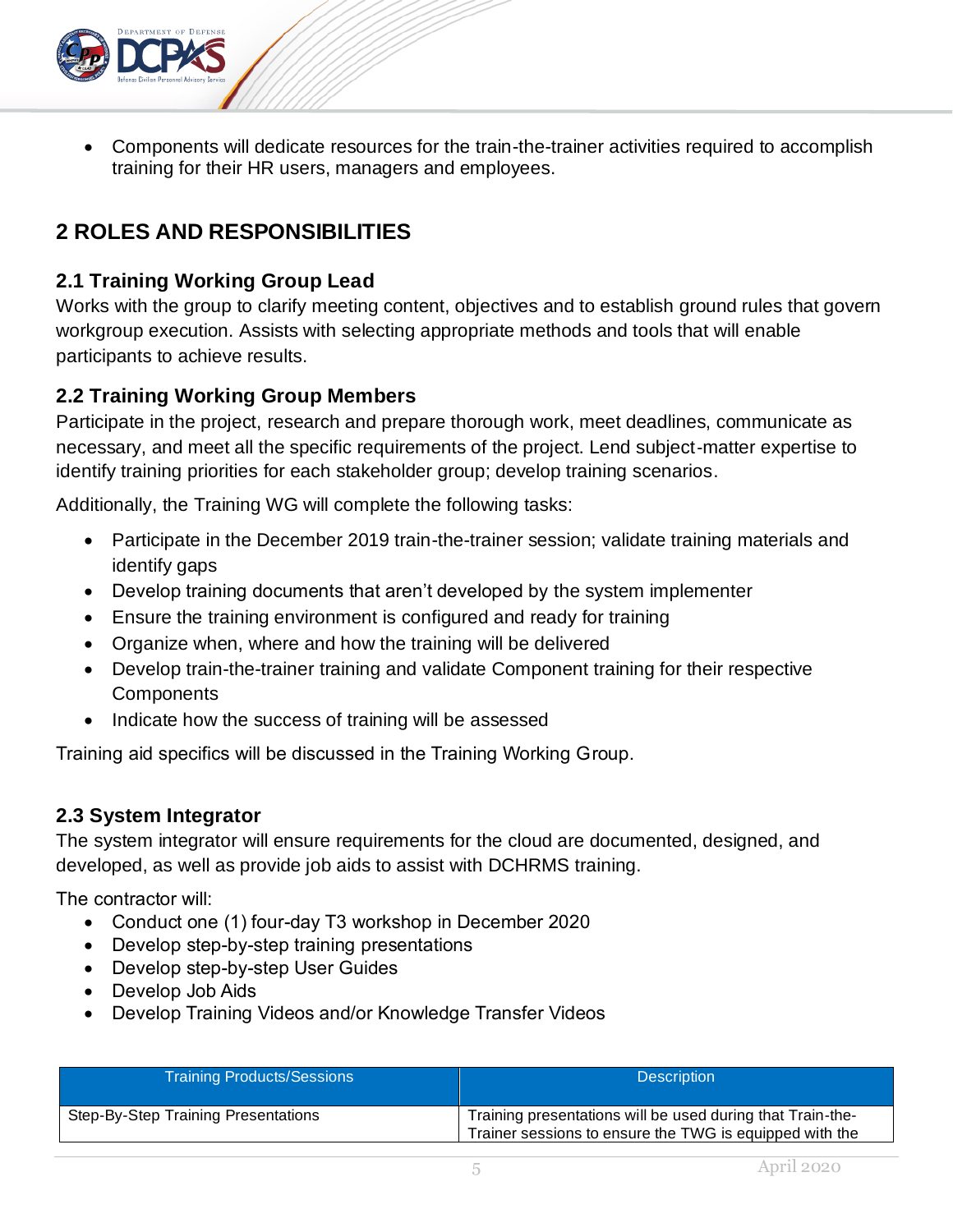- Components will dedicate resources for the train-the-trainer activities required to accomplish training for their HR users, managers and employees.

# 2 ROLES AND RESPONSIBILITIES

## 2.1 Training Working Group Lead

Works with the group to clarify meeting content, objectives and to establish ground rules that govern workgroup execution. Assists with selecting appropriate methods and tools that will enable participants to achieve results.

## 2.2 Training Working Group Members

Participate in the project, research and prepare thorough work, meet deadlines, communicate as necessary, and meet all the specific requirements of the project. Lend subject-matter expertise to identify training priorities for each stakeholder group; develop training scenarios.

Additionally, the Training WG will complete the following tasks:

- Participate in the December 2019 train-the-trainer session; validate training materials and identify gaps
- Develop training documents that aren't developed by the system implementer
- Ensure the training environment is configured and ready for training
- Organize when, where and how the training will be delivered
- Develop train-the-trainer training and validate Component training for their respective Components
- Indicate how the success of training will be assessed

Training aid specifics will be discussed in the Training Working Group.

## 2.3 System Integrator

The system integrator will ensure requirements for the cloud are documented, designed, and developed, as well as provide job aids to assist with DCHRMS training.

The contractor will:

- Conduct one (1) four-day T3 workshop in December 2020
- Develop step-by-step training presentations
- Develop step-by-step User Guides
- Develop Job Aids
- Develop Training Videos and/or Knowledge Transfer Videos

| Training Products/Sessions | Description |
|---|---|
| Step-By-Step Training Presentations | Training presentations will be used during that Train-the-Trainer sessions to ensure the TWG is equipped with the |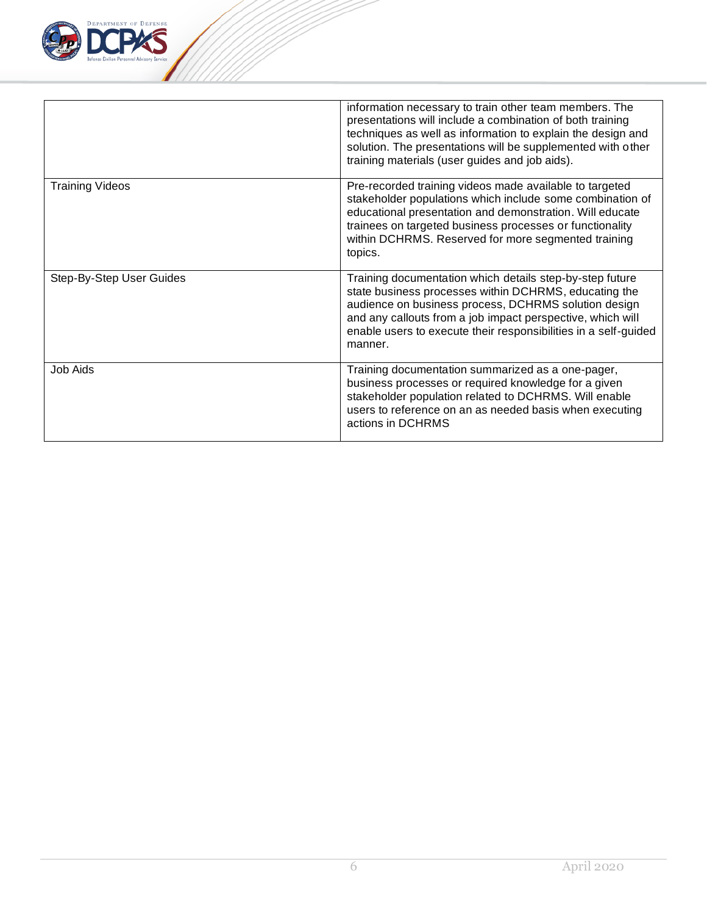| | |
|---|---|
| | information necessary to train other team members. The presentations will include a combination of both training techniques as well as information to explain the design and solution. The presentations will be supplemented with other training materials (user guides and job aids). |
| Training Videos | Pre-recorded training videos made available to targeted stakeholder populations which include some combination of educational presentation and demonstration. Will educate trainees on targeted business processes or functionality within DCHRMS. Reserved for more segmented training topics. |
| Step-By-Step User Guides | Training documentation which details step-by-step future state business processes within DCHRMS, educating the audience on business process, DCHRMS solution design and any callouts from a job impact perspective, which will enable users to execute their responsibilities in a self-guided manner. |
| Job Aids | Training documentation summarized as a one-pager, business processes or required knowledge for a given stakeholder population related to DCHRMS. Will enable users to reference on an as needed basis when executing actions in DCHRMS |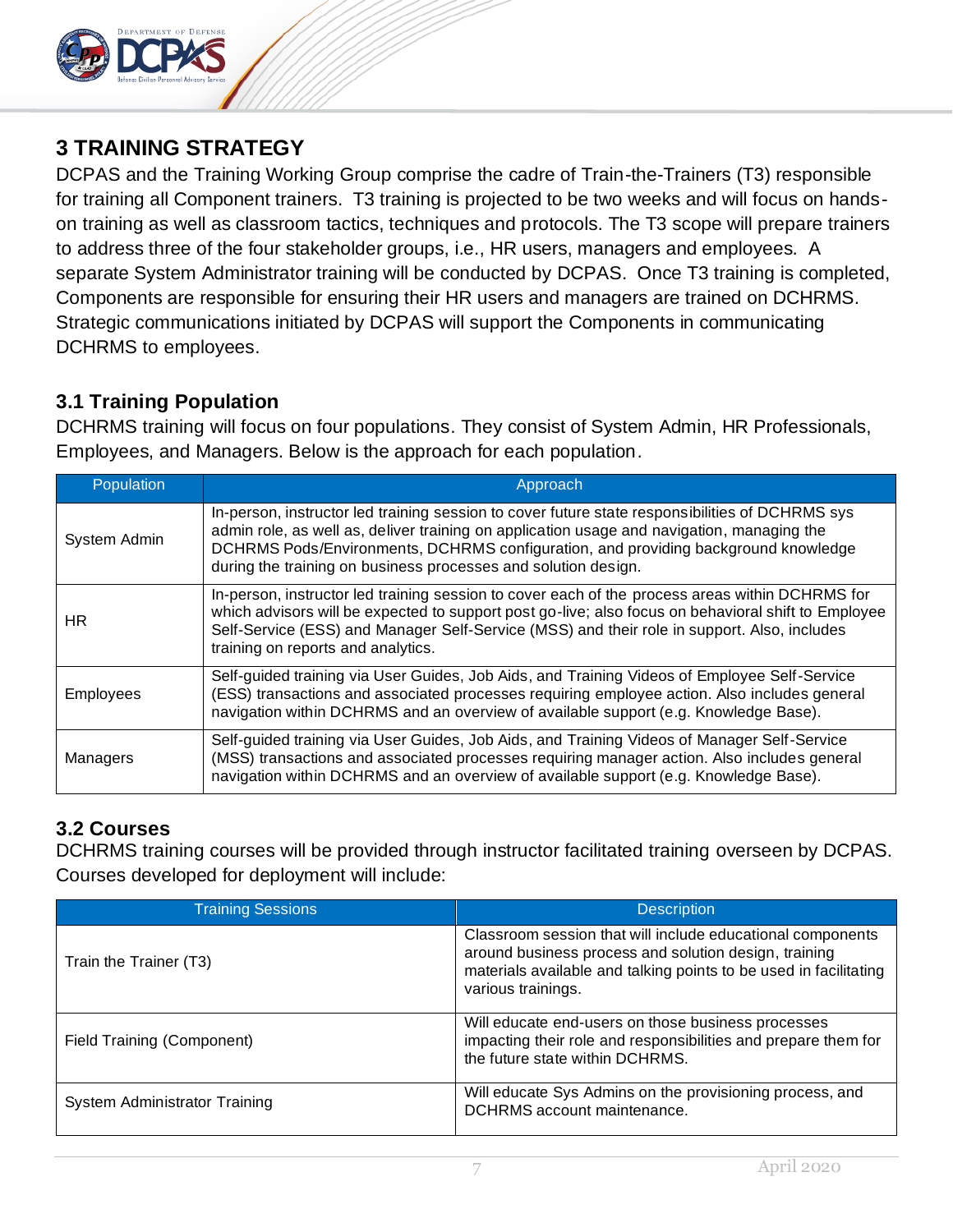## 3 TRAINING STRATEGY

DCPAS and the Training Working Group comprise the cadre of Train-the-Trainers (T3) responsible for training all Component trainers. T3 training is projected to be two weeks and will focus on hands-on training as well as classroom tactics, techniques and protocols. The T3 scope will prepare trainers to address three of the four stakeholder groups, i.e., HR users, managers and employees. A separate System Administrator training will be conducted by DCPAS. Once T3 training is completed, Components are responsible for ensuring their HR users and managers are trained on DCHRMS. Strategic communications initiated by DCPAS will support the Components in communicating DCHRMS to employees.

### 3.1 Training Population

DCHRMS training will focus on four populations. They consist of System Admin, HR Professionals, Employees, and Managers. Below is the approach for each population.

| Population | Approach |
| --- | --- |
| System Admin | In-person, instructor led training session to cover future state responsibilities of DCHRMS sys admin role, as well as, deliver training on application usage and navigation, managing the DCHRMS Pods/Environments, DCHRMS configuration, and providing background knowledge during the training on business processes and solution design. |
| HR | In-person, instructor led training session to cover each of the process areas within DCHRMS for which advisors will be expected to support post go-live; also focus on behavioral shift to Employee Self-Service (ESS) and Manager Self-Service (MSS) and their role in support. Also, includes training on reports and analytics. |
| Employees | Self-guided training via User Guides, Job Aids, and Training Videos of Employee Self-Service (ESS) transactions and associated processes requiring employee action. Also includes general navigation within DCHRMS and an overview of available support (e.g. Knowledge Base). |
| Managers | Self-guided training via User Guides, Job Aids, and Training Videos of Manager Self-Service (MSS) transactions and associated processes requiring manager action. Also includes general navigation within DCHRMS and an overview of available support (e.g. Knowledge Base). |

### 3.2 Courses

DCHRMS training courses will be provided through instructor facilitated training overseen by DCPAS. Courses developed for deployment will include:

| Training Sessions | Description |
| --- | --- |
| Train the Trainer (T3) | Classroom session that will include educational components around business process and solution design, training materials available and talking points to be used in facilitating various trainings. |
| Field Training (Component) | Will educate end-users on those business processes impacting their role and responsibilities and prepare them for the future state within DCHRMS. |
| System Administrator Training | Will educate Sys Admins on the provisioning process, and DCHRMS account maintenance. |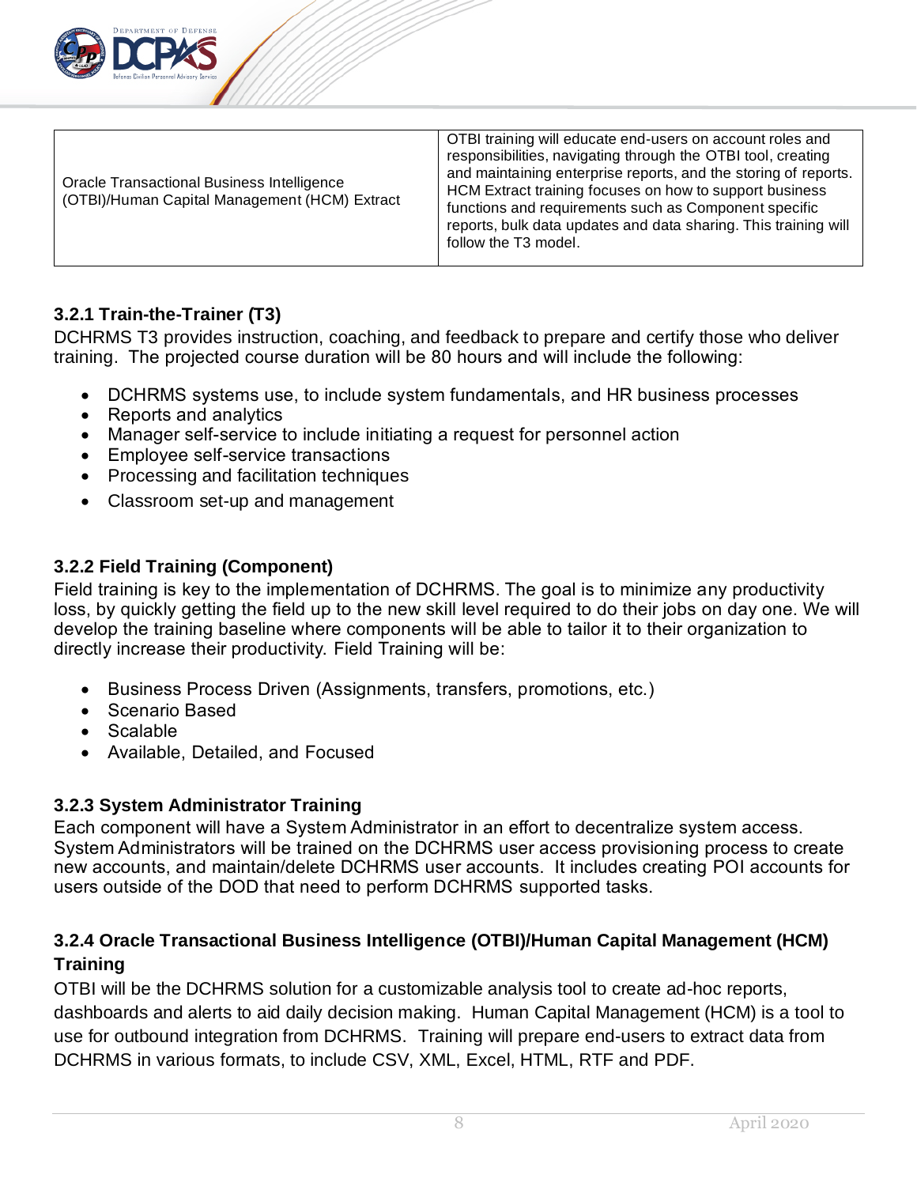| Oracle Transactional Business Intelligence (OTBI)/Human Capital Management (HCM) Extract | OTBI training will educate end-users on account roles and responsibilities, navigating through the OTBI tool, creating and maintaining enterprise reports, and the storing of reports. HCM Extract training focuses on how to support business functions and requirements such as Component specific reports, bulk data updates and data sharing. This training will follow the T3 model. |
|---|---|

### 3.2.1 Train-the-Trainer (T3)

DCHRMS T3 provides instruction, coaching, and feedback to prepare and certify those who deliver training. The projected course duration will be 80 hours and will include the following:

- DCHRMS systems use, to include system fundamentals, and HR business processes
- Reports and analytics
- Manager self-service to include initiating a request for personnel action
- Employee self-service transactions
- Processing and facilitation techniques
- Classroom set-up and management

### 3.2.2 Field Training (Component)

Field training is key to the implementation of DCHRMS. The goal is to minimize any productivity loss, by quickly getting the field up to the new skill level required to do their jobs on day one. We will develop the training baseline where components will be able to tailor it to their organization to directly increase their productivity. Field Training will be:

- Business Process Driven (Assignments, transfers, promotions, etc.)
- Scenario Based
- Scalable
- Available, Detailed, and Focused

### 3.2.3 System Administrator Training

Each component will have a System Administrator in an effort to decentralize system access. System Administrators will be trained on the DCHRMS user access provisioning process to create new accounts, and maintain/delete DCHRMS user accounts. It includes creating POI accounts for users outside of the DOD that need to perform DCHRMS supported tasks.

### 3.2.4 Oracle Transactional Business Intelligence (OTBI)/Human Capital Management (HCM) Training

OTBI will be the DCHRMS solution for a customizable analysis tool to create ad-hoc reports, dashboards and alerts to aid daily decision making. Human Capital Management (HCM) is a tool to use for outbound integration from DCHRMS. Training will prepare end-users to extract data from DCHRMS in various formats, to include CSV, XML, Excel, HTML, RTF and PDF.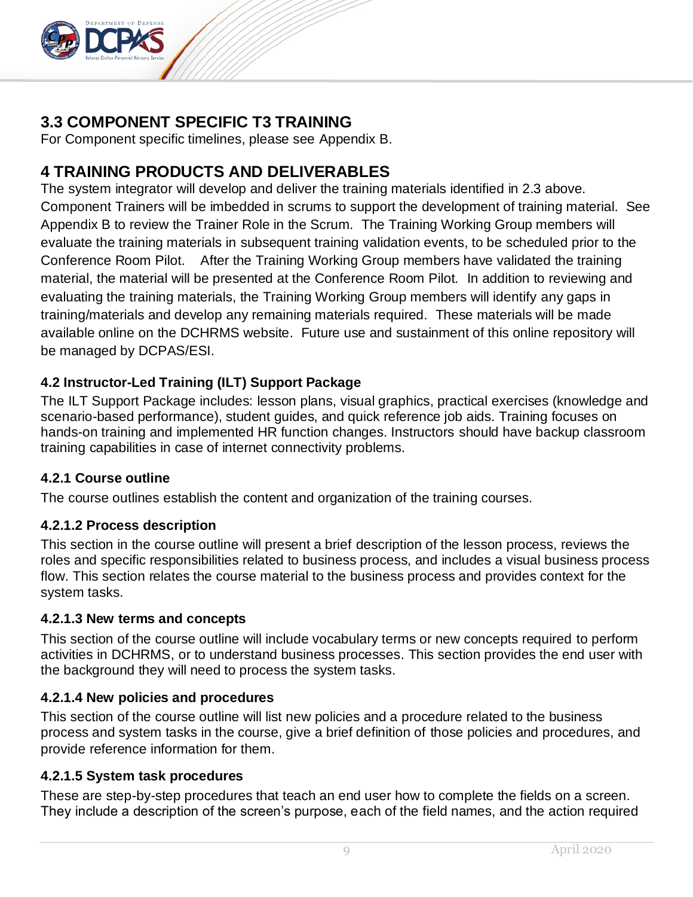## 3.3 COMPONENT SPECIFIC T3 TRAINING

For Component specific timelines, please see Appendix B.

# 4 TRAINING PRODUCTS AND DELIVERABLES

The system integrator will develop and deliver the training materials identified in 2.3 above. Component Trainers will be imbedded in scrums to support the development of training material. See Appendix B to review the Trainer Role in the Scrum. The Training Working Group members will evaluate the training materials in subsequent training validation events, to be scheduled prior to the Conference Room Pilot. After the Training Working Group members have validated the training material, the material will be presented at the Conference Room Pilot. In addition to reviewing and evaluating the training materials, the Training Working Group members will identify any gaps in training/materials and develop any remaining materials required. These materials will be made available online on the DCHRMS website. Future use and sustainment of this online repository will be managed by DCPAS/ESI.

### 4.2 Instructor-Led Training (ILT) Support Package

The ILT Support Package includes: lesson plans, visual graphics, practical exercises (knowledge and scenario-based performance), student guides, and quick reference job aids. Training focuses on hands-on training and implemented HR function changes. Instructors should have backup classroom training capabilities in case of internet connectivity problems.

#### 4.2.1 Course outline

The course outlines establish the content and organization of the training courses.

#### 4.2.1.2 Process description

This section in the course outline will present a brief description of the lesson process, reviews the roles and specific responsibilities related to business process, and includes a visual business process flow. This section relates the course material to the business process and provides context for the system tasks.

#### 4.2.1.3 New terms and concepts

This section of the course outline will include vocabulary terms or new concepts required to perform activities in DCHRMS, or to understand business processes. This section provides the end user with the background they will need to process the system tasks.

#### 4.2.1.4 New policies and procedures

This section of the course outline will list new policies and a procedure related to the business process and system tasks in the course, give a brief definition of those policies and procedures, and provide reference information for them.

#### 4.2.1.5 System task procedures

These are step-by-step procedures that teach an end user how to complete the fields on a screen. They include a description of the screen's purpose, each of the field names, and the action required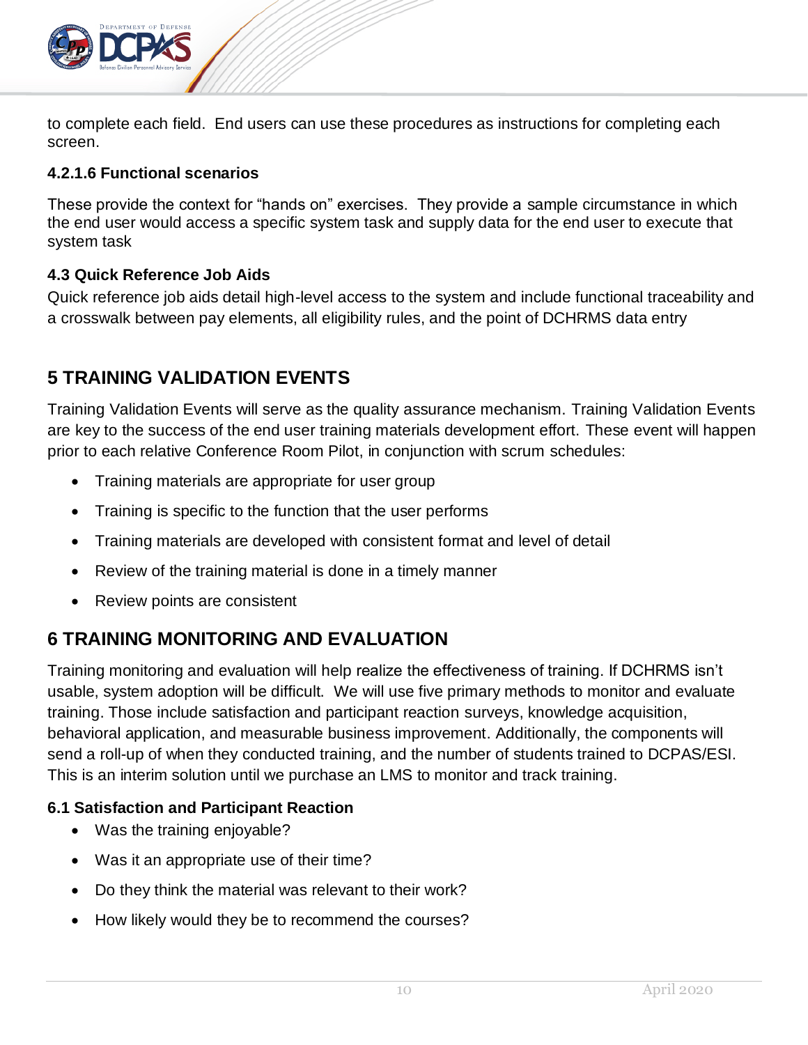to complete each field. End users can use these procedures as instructions for completing each screen.

#### 4.2.1.6 Functional scenarios

These provide the context for "hands on" exercises. They provide a sample circumstance in which the end user would access a specific system task and supply data for the end user to execute that system task

### 4.3 Quick Reference Job Aids

Quick reference job aids detail high-level access to the system and include functional traceability and a crosswalk between pay elements, all eligibility rules, and the point of DCHRMS data entry

## 5 TRAINING VALIDATION EVENTS

Training Validation Events will serve as the quality assurance mechanism. Training Validation Events are key to the success of the end user training materials development effort. These event will happen prior to each relative Conference Room Pilot, in conjunction with scrum schedules:

- Training materials are appropriate for user group
- Training is specific to the function that the user performs
- Training materials are developed with consistent format and level of detail
- Review of the training material is done in a timely manner
- Review points are consistent

## 6 TRAINING MONITORING AND EVALUATION

Training monitoring and evaluation will help realize the effectiveness of training. If DCHRMS isn't usable, system adoption will be difficult. We will use five primary methods to monitor and evaluate training. Those include satisfaction and participant reaction surveys, knowledge acquisition, behavioral application, and measurable business improvement. Additionally, the components will send a roll-up of when they conducted training, and the number of students trained to DCPAS/ESI. This is an interim solution until we purchase an LMS to monitor and track training.

### 6.1 Satisfaction and Participant Reaction

- Was the training enjoyable?
- Was it an appropriate use of their time?
- Do they think the material was relevant to their work?
- How likely would they be to recommend the courses?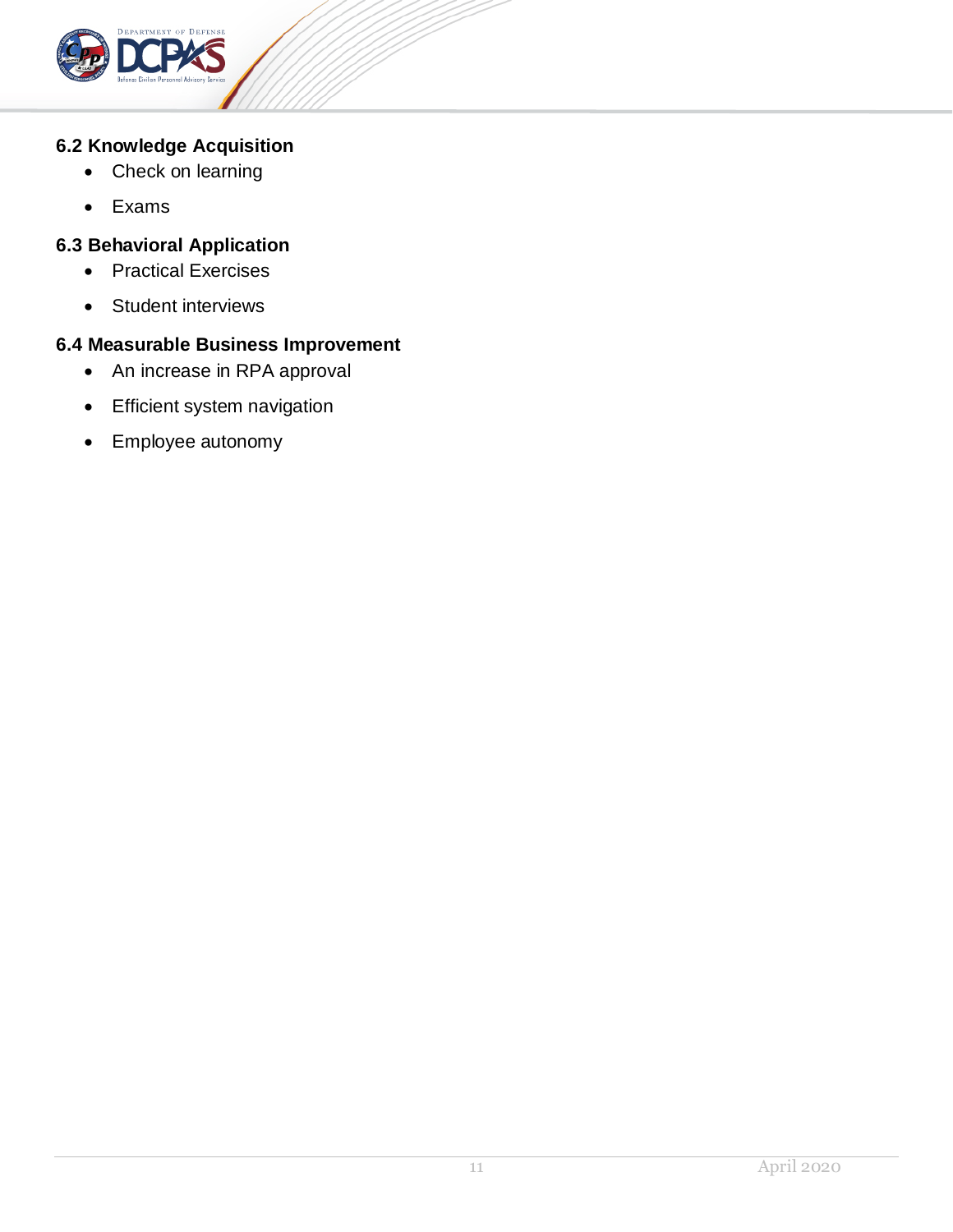### 6.2 Knowledge Acquisition

- Check on learning
- Exams

### 6.3 Behavioral Application

- Practical Exercises
- Student interviews

### 6.4 Measurable Business Improvement

- An increase in RPA approval
- Efficient system navigation
- Employee autonomy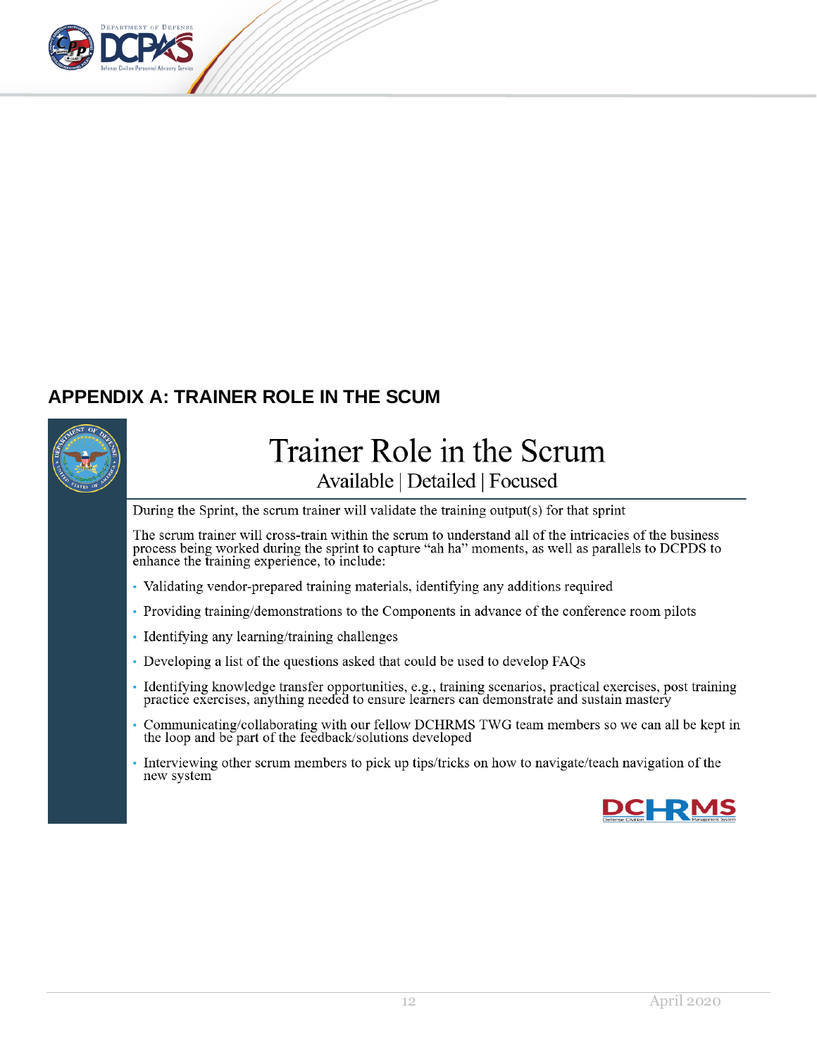## APPENDIX A: TRAINER ROLE IN THE SCUM

# Trainer Role in the Scrum

Available | Detailed | Focused

During the Sprint, the scrum trainer will validate the training output(s) for that sprint

The scrum trainer will cross-train within the scrum to understand all of the intricacies of the business process being worked during the sprint to capture "ah ha" moments, as well as parallels to DCPDS to enhance the training experience, to include:

- Validating vendor-prepared training materials, identifying any additions required
- Providing training/demonstrations to the Components in advance of the conference room pilots
- Identifying any learning/training challenges
- Developing a list of the questions asked that could be used to develop FAQs
- Identifying knowledge transfer opportunities, e.g., training scenarios, practical exercises, post training practice exercises, anything needed to ensure learners can demonstrate and sustain mastery
- Communicating/collaborating with our fellow DCHRMS TWG team members so we can all be kept in the loop and be part of the feedback/solutions developed
- Interviewing other scrum members to pick up tips/tricks on how to navigate/teach navigation of the new system

DCHRMS Defense Civilian Human Resources Management System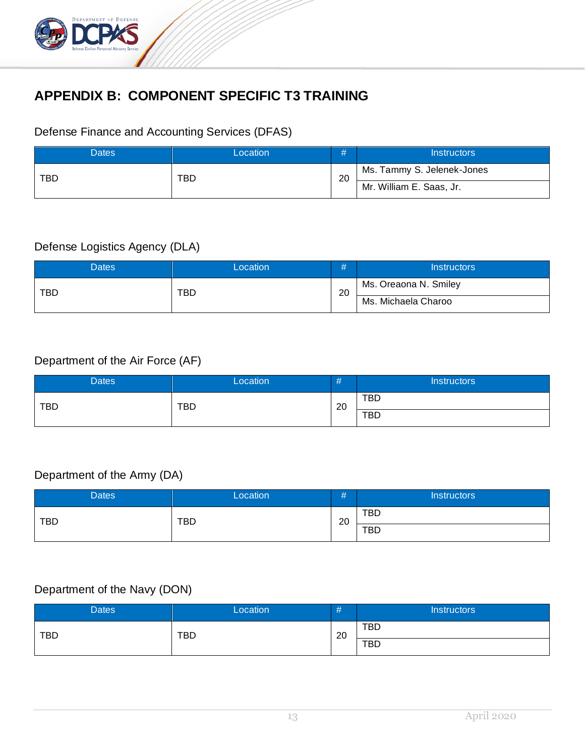# APPENDIX B: COMPONENT SPECIFIC T3 TRAINING

Defense Finance and Accounting Services (DFAS)

| Dates | Location | # | Instructors |
|---|---|---|---|
| TBD | TBD | 20 | Ms. Tammy S. Jelenek-Jones |
| | | | Mr. William E. Saas, Jr. |

Defense Logistics Agency (DLA)

| Dates | Location | # | Instructors |
|---|---|---|---|
| TBD | TBD | 20 | Ms. Oreaona N. Smiley |
| | | | Ms. Michaela Charoo |

Department of the Air Force (AF)

| Dates | Location | # | Instructors |
|---|---|---|---|
| TBD | TBD | 20 | TBD |
| | | | TBD |

Department of the Army (DA)

| Dates | Location | # | Instructors |
|---|---|---|---|
| TBD | TBD | 20 | TBD |
| | | | TBD |

Department of the Navy (DON)

| Dates | Location | # | Instructors |
|---|---|---|---|
| TBD | TBD | 20 | TBD |
| | | | TBD |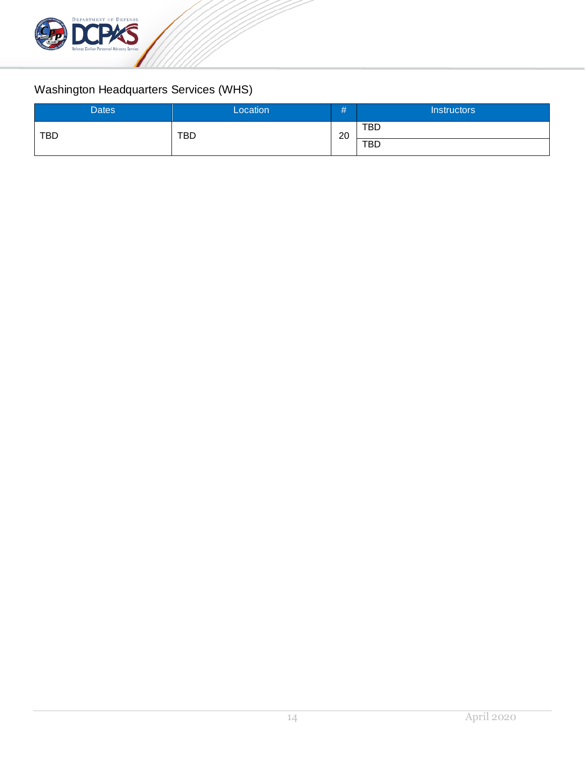## Washington Headquarters Services (WHS)

| Dates | Location | # | Instructors |
| --- | --- | --- | --- |
| TBD | TBD | 20 | TBD |
| | | | TBD |